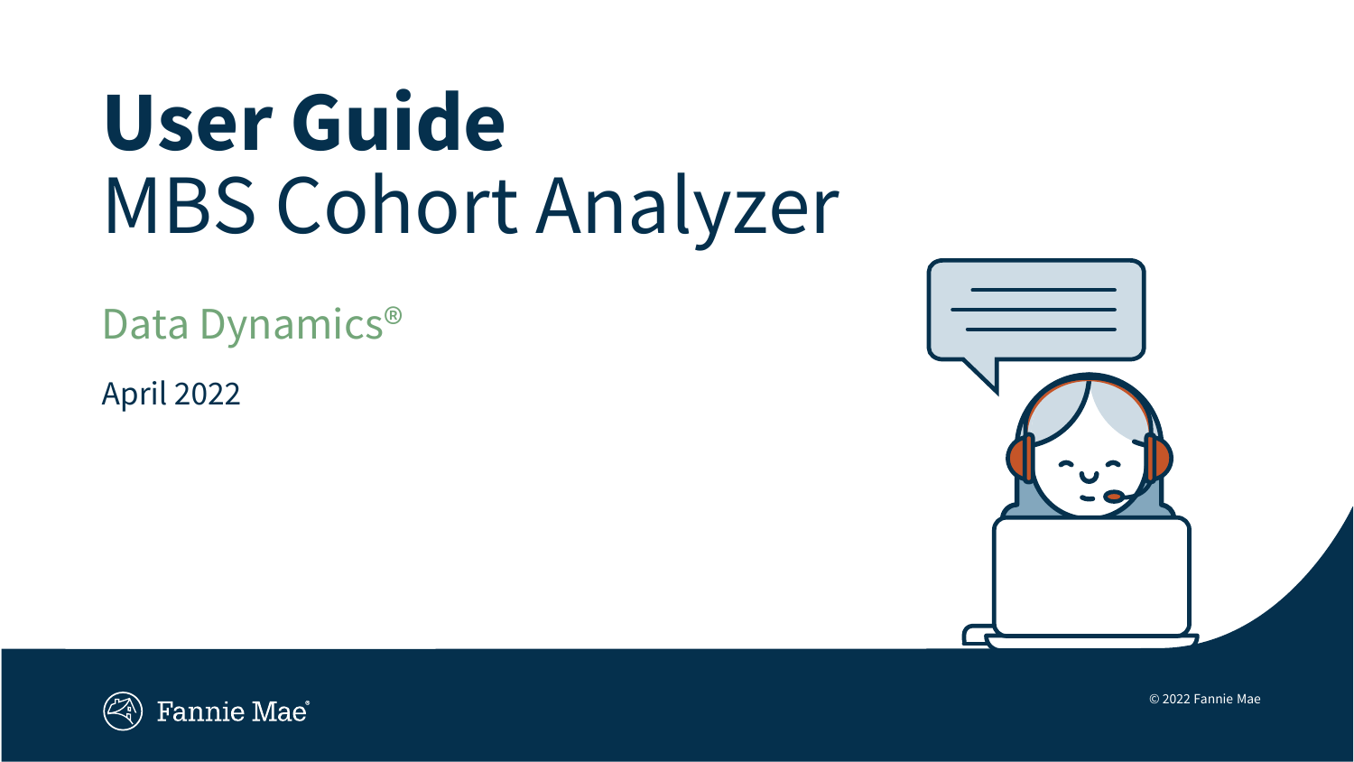# User Guide

## MBS Cohort Analyzer

Data Dynamics®

April 2022

Fannie Mae®

© 2022 Fannie Mae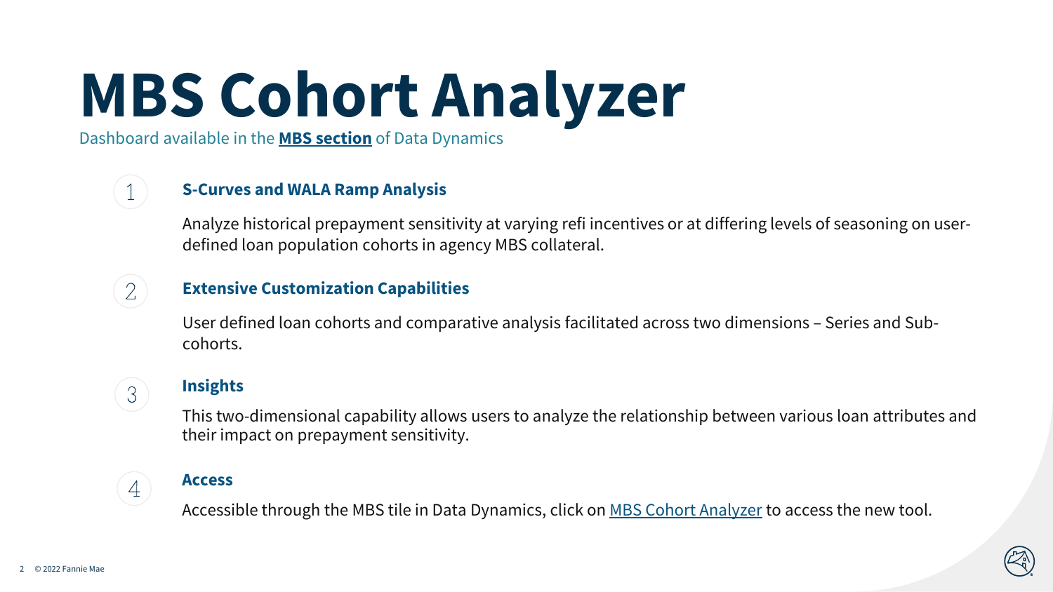# MBS Cohort Analyzer

Dashboard available in the **MBS section** of Data Dynamics

1. **S-Curves and WALA Ramp Analysis**

   Analyze historical prepayment sensitivity at varying refi incentives or at differing levels of seasoning on user-defined loan population cohorts in agency MBS collateral.

2. **Extensive Customization Capabilities**

   User defined loan cohorts and comparative analysis facilitated across two dimensions – Series and Sub-cohorts.

3. **Insights**

   This two-dimensional capability allows users to analyze the relationship between various loan attributes and their impact on prepayment sensitivity.

4. **Access**

   Accessible through the MBS tile in Data Dynamics, click on MBS Cohort Analyzer to access the new tool.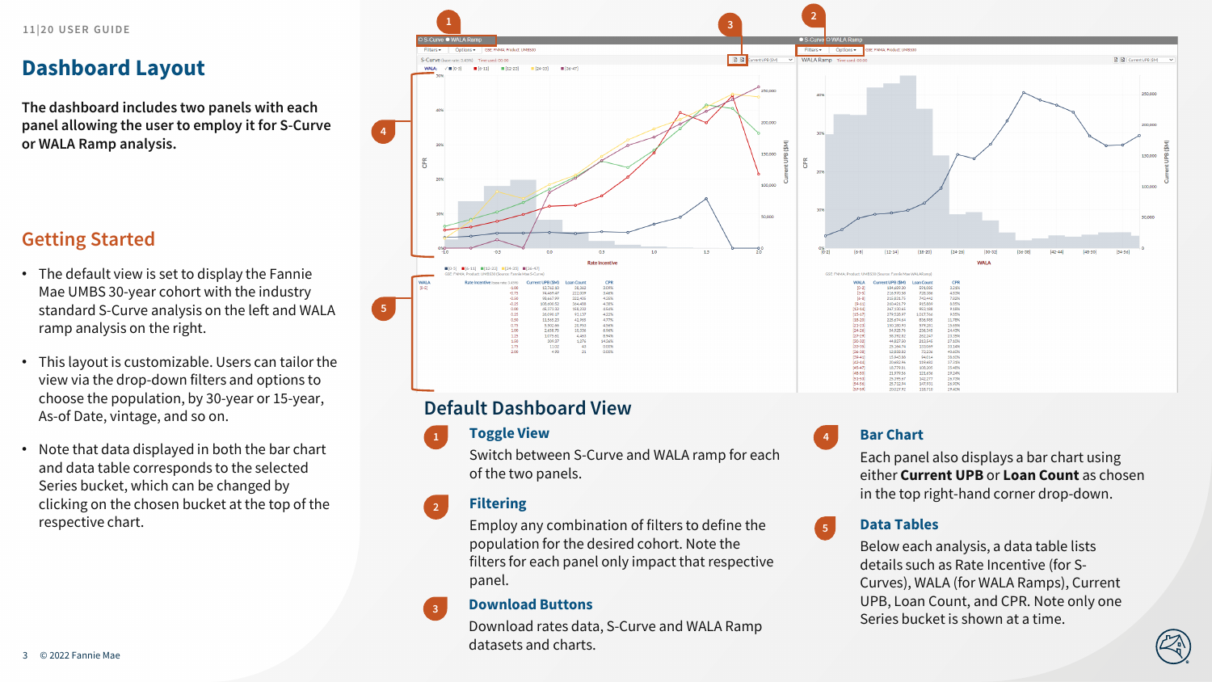# Dashboard Layout

**The dashboard includes two panels with each panel allowing the user to employ it for S-Curve or WALA Ramp analysis.**

## Getting Started

- The default view is set to display the Fannie Mae UMBS 30-year cohort with the industry standard S-Curve analysis on the left and WALA ramp analysis on the right.
- This layout is customizable. Users can tailor the view via the drop-down filters and options to choose the population, by 30-year or 15-year, As-of Date, vintage, and so on.
- Note that data displayed in both the bar chart and data table corresponds to the selected Series bucket, which can be changed by clicking on the chosen bucket at the top of the respective chart.

## Default Dashboard View

### 1 Toggle View

Switch between S-Curve and WALA ramp for each of the two panels.

### 2 Filtering

Employ any combination of filters to define the population for the desired cohort. Note the filters for each panel only impact that respective panel.

### 3 Download Buttons

Download rates data, S-Curve and WALA Ramp datasets and charts.

### 4 Bar Chart

Each panel also displays a bar chart using either **Current UPB** or **Loan Count** as chosen in the top right-hand corner drop-down.

### 5 Data Tables

Below each analysis, a data table lists details such as Rate Incentive (for S-Curves), WALA (for WALA Ramps), Current UPB, Loan Count, and CPR. Note only one Series bucket is shown at a time.

© 2022 Fannie Mae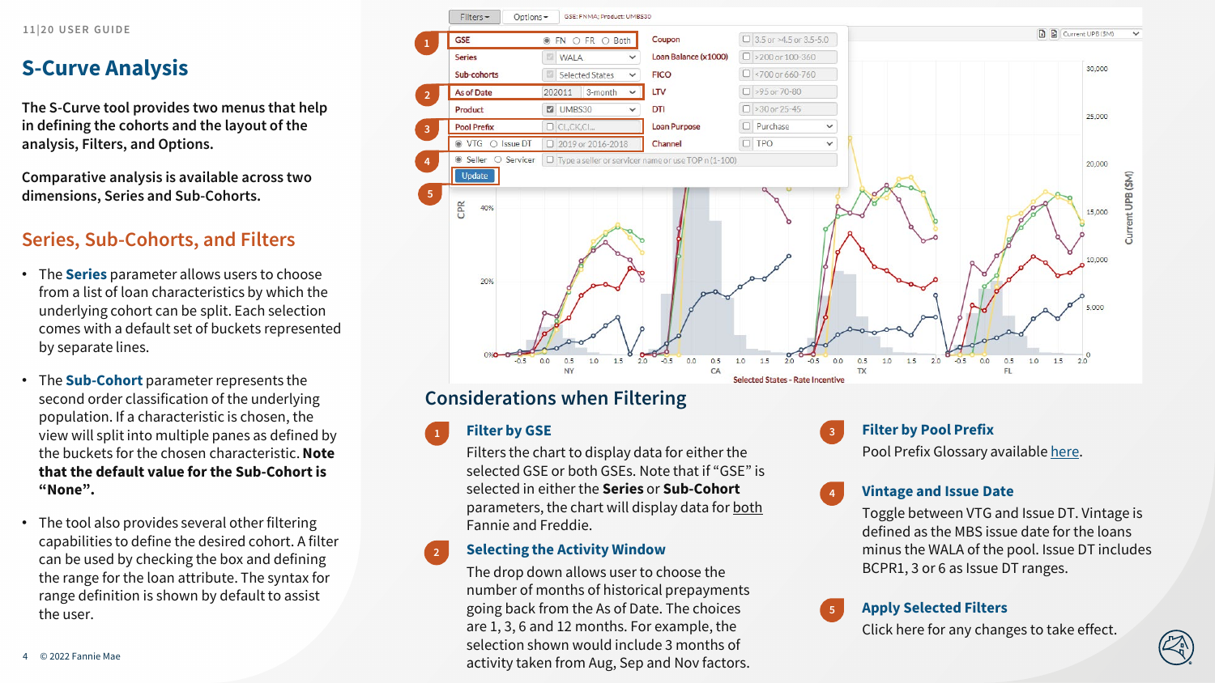11|20 USER GUIDE

# S-Curve Analysis

**The S-Curve tool provides two menus that help in defining the cohorts and the layout of the analysis, Filters, and Options.**

**Comparative analysis is available across two dimensions, Series and Sub-Cohorts.**

## Series, Sub-Cohorts, and Filters

- The **Series** parameter allows users to choose from a list of loan characteristics by which the underlying cohort can be split. Each selection comes with a default set of buckets represented by separate lines.
- The **Sub-Cohort** parameter represents the second order classification of the underlying population. If a characteristic is chosen, the view will split into multiple panes as defined by the buckets for the chosen characteristic. **Note that the default value for the Sub-Cohort is "None".**
- The tool also provides several other filtering capabilities to define the desired cohort. A filter can be used by checking the box and defining the range for the loan attribute. The syntax for range definition is shown by default to assist the user.

## Considerations when Filtering

1. **Filter by GSE**
   Filters the chart to display data for either the selected GSE or both GSEs. Note that if "GSE" is selected in either the **Series** or **Sub-Cohort** parameters, the chart will display data for both Fannie and Freddie.

2. **Selecting the Activity Window**
   The drop down allows user to choose the number of months of historical prepayments going back from the As of Date. The choices are 1, 3, 6 and 12 months. For example, the selection shown would include 3 months of activity taken from Aug, Sep and Nov factors.

3. **Filter by Pool Prefix**
   Pool Prefix Glossary available here.

4. **Vintage and Issue Date**
   Toggle between VTG and Issue DT. Vintage is defined as the MBS issue date for the loans minus the WALA of the pool. Issue DT includes BCPR1, 3 or 6 as Issue DT ranges.

5. **Apply Selected Filters**
   Click here for any changes to take effect.

© 2022 Fannie Mae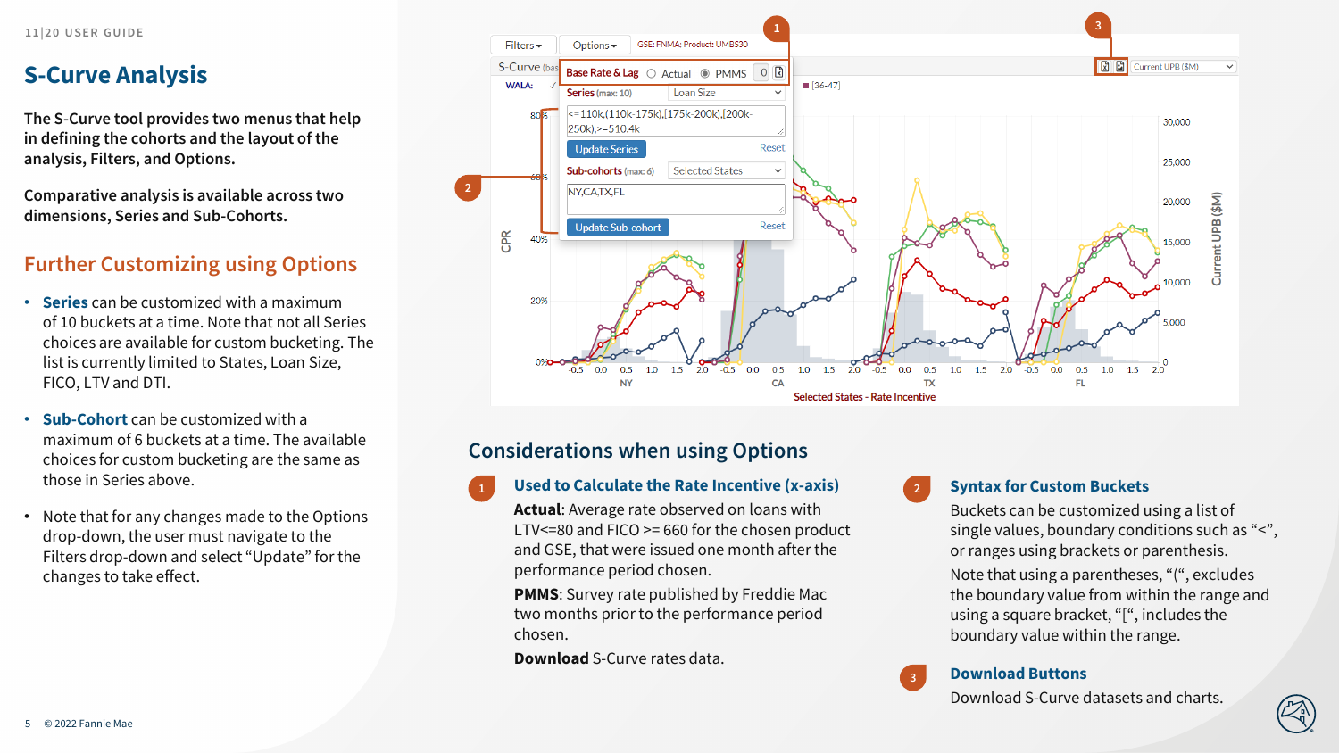# S-Curve Analysis

**The S-Curve tool provides two menus that help in defining the cohorts and the layout of the analysis, Filters, and Options.**

**Comparative analysis is available across two dimensions, Series and Sub-Cohorts.**

## Further Customizing using Options

- **Series** can be customized with a maximum of 10 buckets at a time. Note that not all Series choices are available for custom bucketing. The list is currently limited to States, Loan Size, FICO, LTV and DTI.
- **Sub-Cohort** can be customized with a maximum of 6 buckets at a time. The available choices for custom bucketing are the same as those in Series above.
- Note that for any changes made to the Options drop-down, the user must navigate to the Filters drop-down and select "Update" for the changes to take effect.

## Considerations when using Options

### 1 Used to Calculate the Rate Incentive (x-axis)

**Actual**: Average rate observed on loans with LTV<=80 and FICO >= 660 for the chosen product and GSE, that were issued one month after the performance period chosen.

**PMMS**: Survey rate published by Freddie Mac two months prior to the performance period chosen.

**Download** S-Curve rates data.

### 2 Syntax for Custom Buckets

Buckets can be customized using a list of single values, boundary conditions such as "<", or ranges using brackets or parenthesis.

Note that using a parentheses, "(", excludes the boundary value from within the range and using a square bracket, "[", includes the boundary value within the range.

### 3 Download Buttons

Download S-Curve datasets and charts.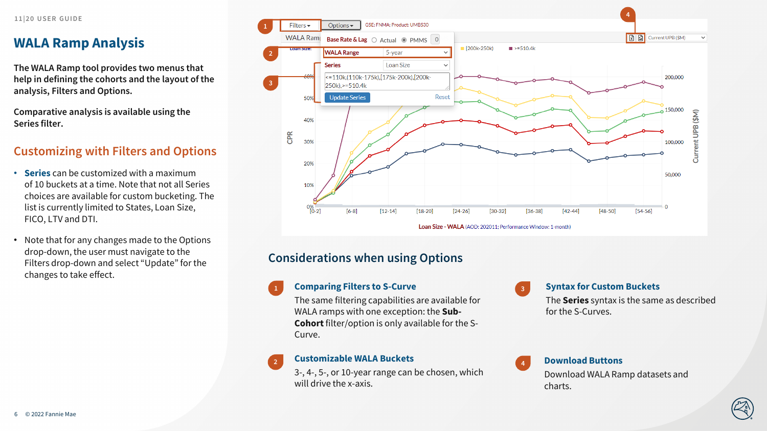11|20 USER GUIDE

# WALA Ramp Analysis

**The WALA Ramp tool provides two menus that help in defining the cohorts and the layout of the analysis, Filters and Options.**

**Comparative analysis is available using the Series filter.**

## Customizing with Filters and Options

- **Series** can be customized with a maximum of 10 buckets at a time. Note that not all Series choices are available for custom bucketing. The list is currently limited to States, Loan Size, FICO, LTV and DTI.
- Note that for any changes made to the Options drop-down, the user must navigate to the Filters drop-down and select "Update" for the changes to take effect.

## Considerations when using Options

**1 Comparing Filters to S-Curve**

The same filtering capabilities are available for WALA ramps with one exception: the **Sub-Cohort** filter/option is only available for the S-Curve.

**2 Customizable WALA Buckets**

3-, 4-, 5-, or 10-year range can be chosen, which will drive the x-axis.

**3 Syntax for Custom Buckets**

The **Series** syntax is the same as described for the S-Curves.

**4 Download Buttons**

Download WALA Ramp datasets and charts.

© 2022 Fannie Mae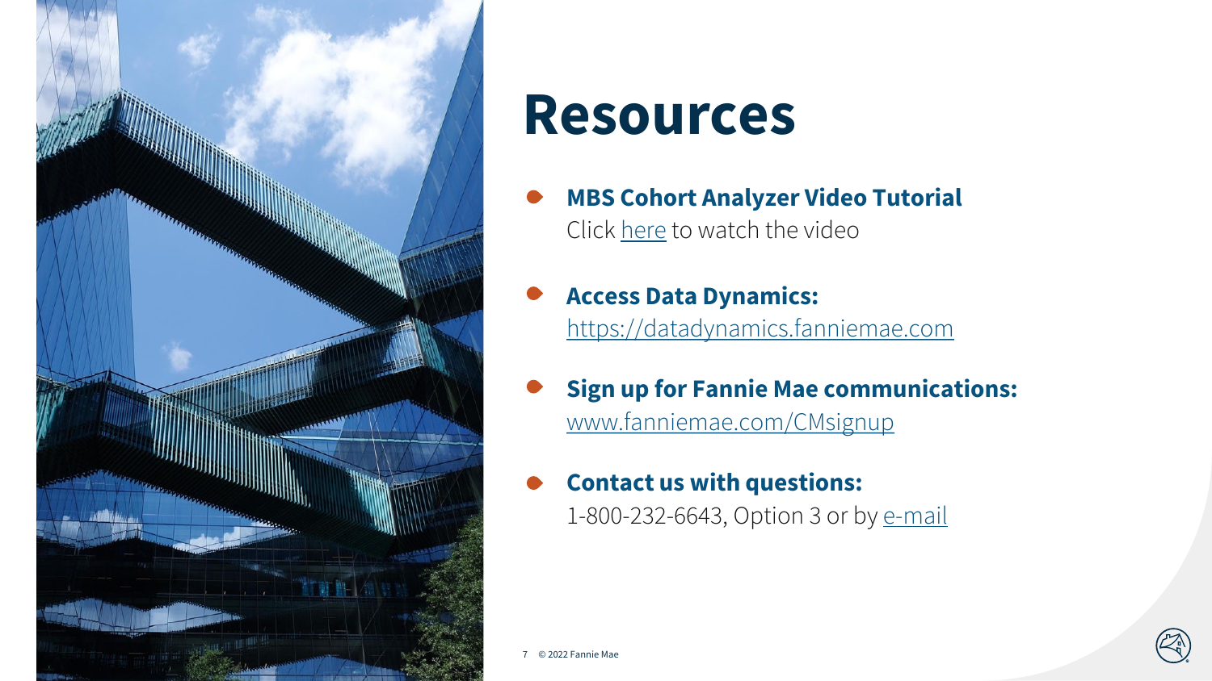# Resources

- **MBS Cohort Analyzer Video Tutorial**
  Click here to watch the video

- **Access Data Dynamics:**
  https://datadynamics.fanniemae.com

- **Sign up for Fannie Mae communications:**
  www.fanniemae.com/CMsignup

- **Contact us with questions:**
  1-800-232-6643, Option 3 or by e-mail

© 2022 Fannie Mae